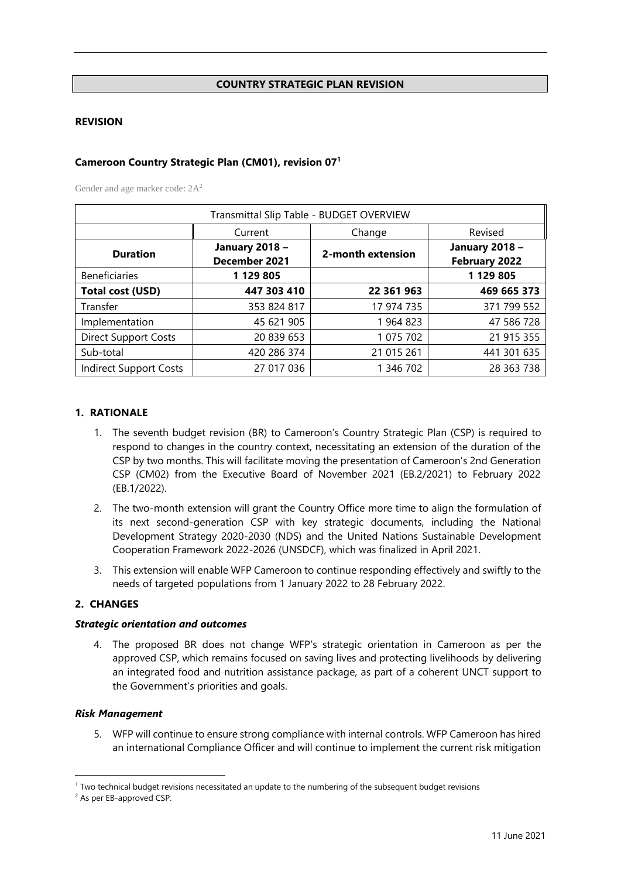## COUNTRY STRATEGIC PLAN REVISION

**REVISION**

**Cameroon Country Strategic Plan (CM01), revision 07[1]**

Gender and age marker code: 2A[2]

| Transmittal Slip Table - BUDGET OVERVIEW | | | |
|---|---|---|---|
| | Current | Change | Revised |
| **Duration** | **January 2018 – December 2021** | **2-month extension** | **January 2018 – February 2022** |
| Beneficiaries | **1 129 805** | | **1 129 805** |
| **Total cost (USD)** | **447 303 410** | **22 361 963** | **469 665 373** |
| Transfer | 353 824 817 | 17 974 735 | 371 799 552 |
| Implementation | 45 621 905 | 1 964 823 | 47 586 728 |
| Direct Support Costs | 20 839 653 | 1 075 702 | 21 915 355 |
| Sub-total | 420 286 374 | 21 015 261 | 441 301 635 |
| Indirect Support Costs | 27 017 036 | 1 346 702 | 28 363 738 |

### 1. RATIONALE

1. The seventh budget revision (BR) to Cameroon's Country Strategic Plan (CSP) is required to respond to changes in the country context, necessitating an extension of the duration of the CSP by two months. This will facilitate moving the presentation of Cameroon's 2nd Generation CSP (CM02) from the Executive Board of November 2021 (EB.2/2021) to February 2022 (EB.1/2022).
2. The two-month extension will grant the Country Office more time to align the formulation of its next second-generation CSP with key strategic documents, including the National Development Strategy 2020-2030 (NDS) and the United Nations Sustainable Development Cooperation Framework 2022-2026 (UNSDCF), which was finalized in April 2021.
3. This extension will enable WFP Cameroon to continue responding effectively and swiftly to the needs of targeted populations from 1 January 2022 to 28 February 2022.

### 2. CHANGES

***Strategic orientation and outcomes***

4. The proposed BR does not change WFP's strategic orientation in Cameroon as per the approved CSP, which remains focused on saving lives and protecting livelihoods by delivering an integrated food and nutrition assistance package, as part of a coherent UNCT support to the Government's priorities and goals.

***Risk Management***

5. WFP will continue to ensure strong compliance with internal controls. WFP Cameroon has hired an international Compliance Officer and will continue to implement the current risk mitigation

---

[1] Two technical budget revisions necessitated an update to the numbering of the subsequent budget revisions

[2] As per EB-approved CSP.

11 June 2021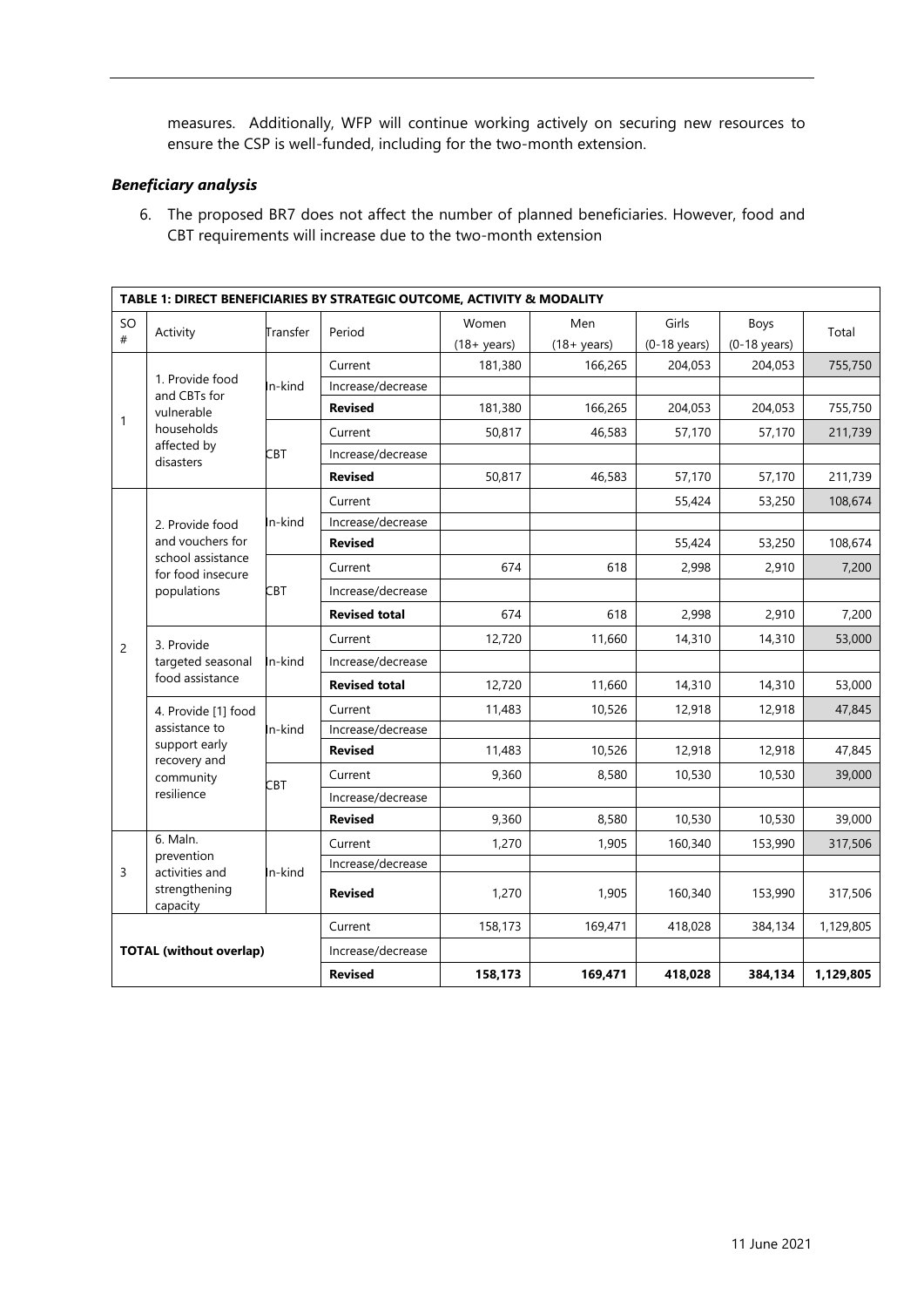measures. Additionally, WFP will continue working actively on securing new resources to ensure the CSP is well-funded, including for the two-month extension.

### *Beneficiary analysis*

6. The proposed BR7 does not affect the number of planned beneficiaries. However, food and CBT requirements will increase due to the two-month extension

| TABLE 1: DIRECT BENEFICIARIES BY STRATEGIC OUTCOME, ACTIVITY & MODALITY | | | | | | | | |
|---|---|---|---|---|---|---|---|---|
| SO # | Activity | Transfer | Period | Women (18+ years) | Men (18+ years) | Girls (0-18 years) | Boys (0-18 years) | Total |
| 1 | 1. Provide food and CBTs for vulnerable households affected by disasters | In-kind | Current | 181,380 | 166,265 | 204,053 | 204,053 | 755,750 |
| | | | Increase/decrease | | | | | |
| | | | **Revised** | 181,380 | 166,265 | 204,053 | 204,053 | 755,750 |
| | | CBT | Current | 50,817 | 46,583 | 57,170 | 57,170 | 211,739 |
| | | | Increase/decrease | | | | | |
| | | | **Revised** | 50,817 | 46,583 | 57,170 | 57,170 | 211,739 |
| 2 | 2. Provide food and vouchers for school assistance for food insecure populations | In-kind | Current | | | 55,424 | 53,250 | 108,674 |
| | | | Increase/decrease | | | | | |
| | | | **Revised** | | | 55,424 | 53,250 | 108,674 |
| | | CBT | Current | 674 | 618 | 2,998 | 2,910 | 7,200 |
| | | | Increase/decrease | | | | | |
| | | | **Revised total** | 674 | 618 | 2,998 | 2,910 | 7,200 |
| | 3. Provide targeted seasonal food assistance | In-kind | Current | 12,720 | 11,660 | 14,310 | 14,310 | 53,000 |
| | | | Increase/decrease | | | | | |
| | | | **Revised total** | 12,720 | 11,660 | 14,310 | 14,310 | 53,000 |
| | 4. Provide [1] food assistance to support early recovery and community resilience | In-kind | Current | 11,483 | 10,526 | 12,918 | 12,918 | 47,845 |
| | | | Increase/decrease | | | | | |
| | | | **Revised** | 11,483 | 10,526 | 12,918 | 12,918 | 47,845 |
| | | CBT | Current | 9,360 | 8,580 | 10,530 | 10,530 | 39,000 |
| | | | Increase/decrease | | | | | |
| | | | **Revised** | 9,360 | 8,580 | 10,530 | 10,530 | 39,000 |
| 3 | 6. Maln. prevention activities and strengthening capacity | In-kind | Current | 1,270 | 1,905 | 160,340 | 153,990 | 317,506 |
| | | | Increase/decrease | | | | | |
| | | | **Revised** | 1,270 | 1,905 | 160,340 | 153,990 | 317,506 |
| **TOTAL (without overlap)** | | | Current | 158,173 | 169,471 | 418,028 | 384,134 | 1,129,805 |
| | | | Increase/decrease | | | | | |
| | | | **Revised** | **158,173** | **169,471** | **418,028** | **384,134** | **1,129,805** |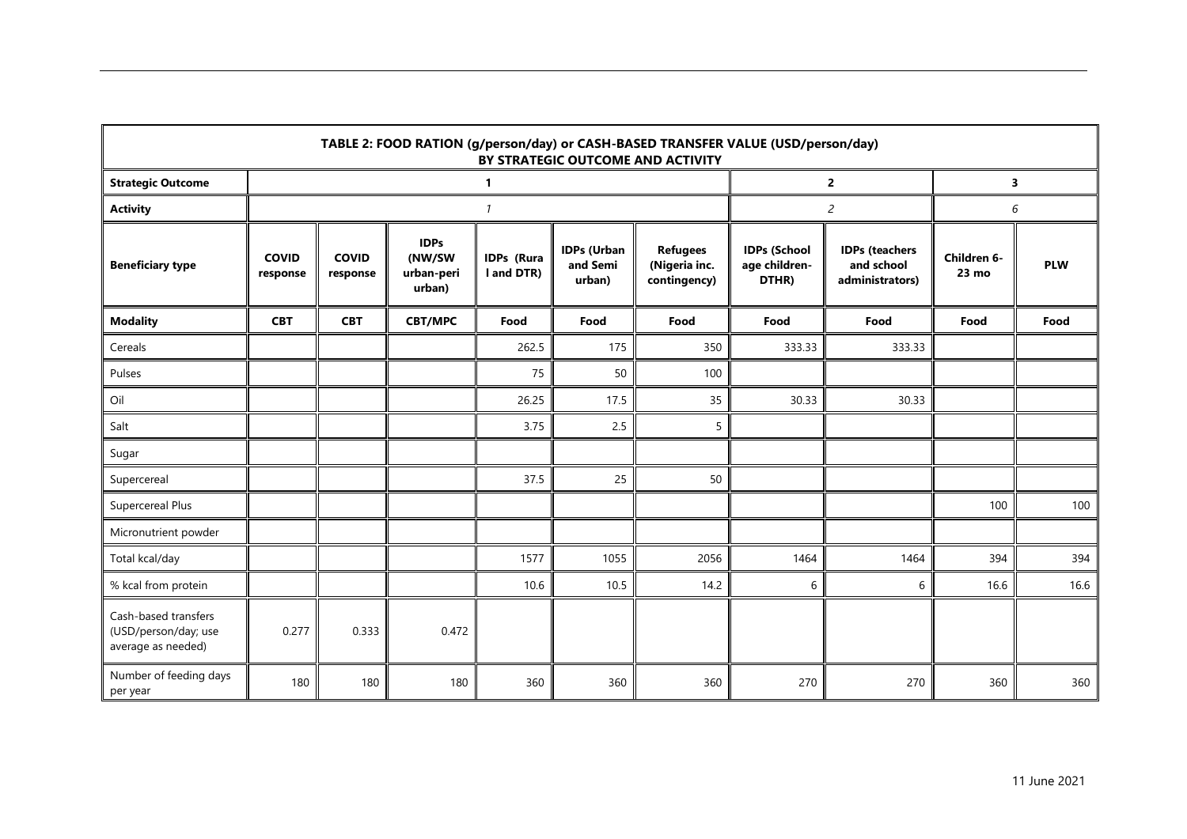| TABLE 2: FOOD RATION (g/person/day) or CASH-BASED TRANSFER VALUE (USD/person/day) BY STRATEGIC OUTCOME AND ACTIVITY | | | | | | | | | | |
|---|---|---|---|---|---|---|---|---|---|---|
| **Strategic Outcome** | **1** | | | | | | **2** | | **3** | |
| **Activity** | *1* | | | | | | *2* | | *6* | |
| **Beneficiary type** | **COVID response** | **COVID response** | **IDPs (NW/SW urban-peri urban)** | **IDPs (Rural and DTR)** | **IDPs (Urban and Semi urban)** | **Refugees (Nigeria inc. contingency)** | **IDPs (School age children-DTHR)** | **IDPs (teachers and school administrators)** | **Children 6-23 mo** | **PLW** |
| **Modality** | **CBT** | **CBT** | **CBT/MPC** | **Food** | **Food** | **Food** | **Food** | **Food** | **Food** | **Food** |
| Cereals | | | | 262.5 | 175 | 350 | 333.33 | 333.33 | | |
| Pulses | | | | 75 | 50 | 100 | | | | |
| Oil | | | | 26.25 | 17.5 | 35 | 30.33 | 30.33 | | |
| Salt | | | | 3.75 | 2.5 | 5 | | | | |
| Sugar | | | | | | | | | | |
| Supercereal | | | | 37.5 | 25 | 50 | | | | |
| Supercereal Plus | | | | | | | | | 100 | 100 |
| Micronutrient powder | | | | | | | | | | |
| Total kcal/day | | | | 1577 | 1055 | 2056 | 1464 | 1464 | 394 | 394 |
| % kcal from protein | | | | 10.6 | 10.5 | 14.2 | 6 | 6 | 16.6 | 16.6 |
| Cash-based transfers (USD/person/day; use average as needed) | 0.277 | 0.333 | 0.472 | | | | | | | |
| Number of feeding days per year | 180 | 180 | 180 | 360 | 360 | 360 | 270 | 270 | 360 | 360 |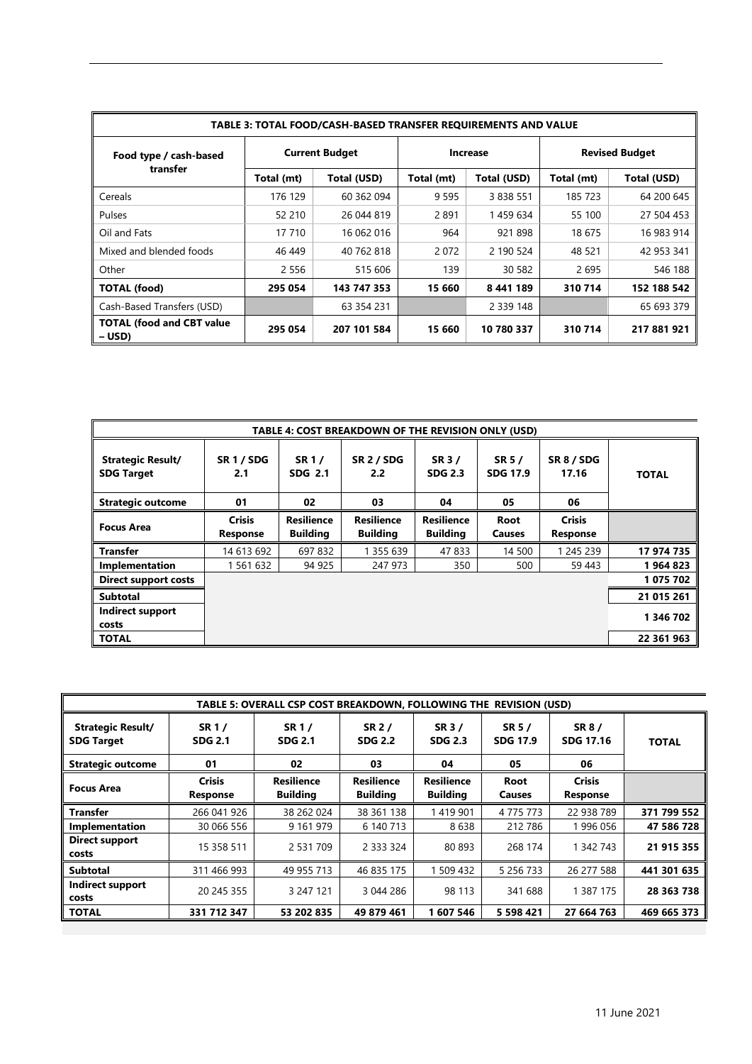| TABLE 3: TOTAL FOOD/CASH-BASED TRANSFER REQUIREMENTS AND VALUE | | | | | | |
|---|---|---|---|---|---|---|
| Food type / cash-based transfer | Current Budget | | Increase | | Revised Budget | |
| | Total (mt) | Total (USD) | Total (mt) | Total (USD) | Total (mt) | Total (USD) |
| Cereals | 176 129 | 60 362 094 | 9 595 | 3 838 551 | 185 723 | 64 200 645 |
| Pulses | 52 210 | 26 044 819 | 2 891 | 1 459 634 | 55 100 | 27 504 453 |
| Oil and Fats | 17 710 | 16 062 016 | 964 | 921 898 | 18 675 | 16 983 914 |
| Mixed and blended foods | 46 449 | 40 762 818 | 2 072 | 2 190 524 | 48 521 | 42 953 341 |
| Other | 2 556 | 515 606 | 139 | 30 582 | 2 695 | 546 188 |
| **TOTAL (food)** | **295 054** | **143 747 353** | **15 660** | **8 441 189** | **310 714** | **152 188 542** |
| Cash-Based Transfers (USD) | | 63 354 231 | | 2 339 148 | | 65 693 379 |
| **TOTAL (food and CBT value – USD)** | **295 054** | **207 101 584** | **15 660** | **10 780 337** | **310 714** | **217 881 921** |

| TABLE 4: COST BREAKDOWN OF THE REVISION ONLY (USD) | | | | | | | |
|---|---|---|---|---|---|---|---|
| **Strategic Result/ SDG Target** | **SR 1 / SDG 2.1** | **SR 1 / SDG 2.1** | **SR 2 / SDG 2.2** | **SR 3 / SDG 2.3** | **SR 5 / SDG 17.9** | **SR 8 / SDG 17.16** | **TOTAL** |
| **Strategic outcome** | **01** | **02** | **03** | **04** | **05** | **06** | |
| **Focus Area** | **Crisis Response** | **Resilience Building** | **Resilience Building** | **Resilience Building** | **Root Causes** | **Crisis Response** | |
| **Transfer** | 14 613 692 | 697 832 | 1 355 639 | 47 833 | 14 500 | 1 245 239 | **17 974 735** |
| **Implementation** | 1 561 632 | 94 925 | 247 973 | 350 | 500 | 59 443 | **1 964 823** |
| **Direct support costs** | | | | | | | **1 075 702** |
| **Subtotal** | | | | | | | **21 015 261** |
| **Indirect support costs** | | | | | | | **1 346 702** |
| **TOTAL** | | | | | | | **22 361 963** |

| TABLE 5: OVERALL CSP COST BREAKDOWN, FOLLOWING THE REVISION (USD) | | | | | | | |
|---|---|---|---|---|---|---|---|
| **Strategic Result/ SDG Target** | **SR 1 / SDG 2.1** | **SR 1 / SDG 2.1** | **SR 2 / SDG 2.2** | **SR 3 / SDG 2.3** | **SR 5 / SDG 17.9** | **SR 8 / SDG 17.16** | **TOTAL** |
| **Strategic outcome** | **01** | **02** | **03** | **04** | **05** | **06** | |
| **Focus Area** | **Crisis Response** | **Resilience Building** | **Resilience Building** | **Resilience Building** | **Root Causes** | **Crisis Response** | |
| **Transfer** | 266 041 926 | 38 262 024 | 38 361 138 | 1 419 901 | 4 775 773 | 22 938 789 | **371 799 552** |
| **Implementation** | 30 066 556 | 9 161 979 | 6 140 713 | 8 638 | 212 786 | 1 996 056 | **47 586 728** |
| **Direct support costs** | 15 358 511 | 2 531 709 | 2 333 324 | 80 893 | 268 174 | 1 342 743 | **21 915 355** |
| **Subtotal** | 311 466 993 | 49 955 713 | 46 835 175 | 1 509 432 | 5 256 733 | 26 277 588 | **441 301 635** |
| **Indirect support costs** | 20 245 355 | 3 247 121 | 3 044 286 | 98 113 | 341 688 | 1 387 175 | **28 363 738** |
| **TOTAL** | **331 712 347** | **53 202 835** | **49 879 461** | **1 607 546** | **5 598 421** | **27 664 763** | **469 665 373** |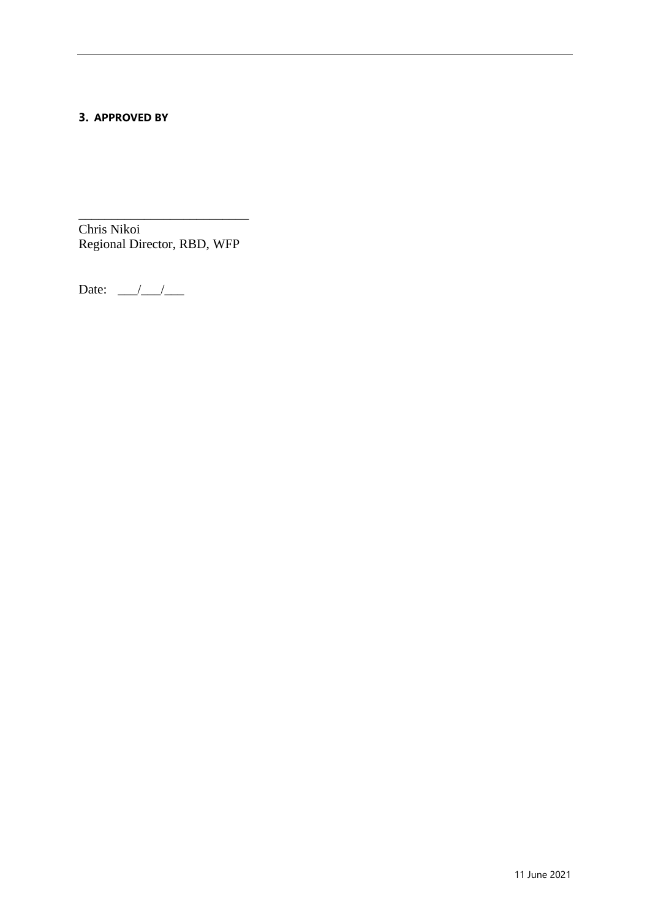### 3. APPROVED BY

\_\_\_\_\_\_\_\_\_\_\_\_\_\_\_\_\_\_\_\_\_\_\_\_\_\_\_

Chris Nikoi
Regional Director, RBD, WFP

Date: \_\_\_/\_\_\_/\_\_\_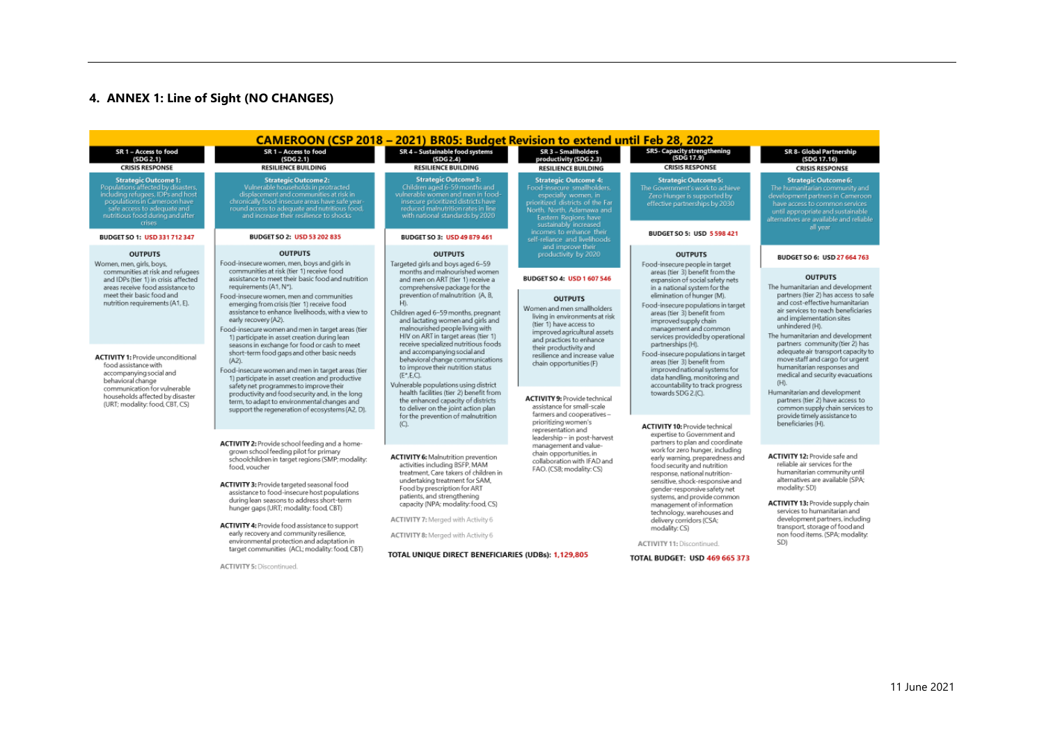## 4. ANNEX 1: Line of Sight (NO CHANGES)

**CAMEROON (CSP 2018 – 2021) BR05: Budget Revision to extend until Feb 28, 2022**

**SR 1 – Access to food (SDG 2.1)**
**CRISIS RESPONSE**

**Strategic Outcome 1:** Populations affected by disasters, including refugees, IDPs and host populations in Cameroon have safe access to adequate and nutritious food during and after crises

**BUDGET SO 1: USD 331 712 347**

**OUTPUTS**

Women, men, girls, boys, communities at risk and refugees and IDPs (tier 1) in crisis affected areas receive food assistance to meet their basic food and nutrition requirements (A1, E).

**ACTIVITY 1:** Provide unconditional food assistance with accompanying social and behavioral change communication for vulnerable households affected by disaster (URT; modality: food, CBT, CS)

**SR 1 – Access to food (SDG 2.1)**
**RESILIENCE BUILDING**

**Strategic Outcome 2:** Vulnerable households in protracted displacement and communities at risk in chronically food-insecure areas have safe year-round access to adequate and nutritious food and increase their resilience to shocks

**BUDGET SO 2: USD 53 202 835**

**OUTPUTS**

Food-insecure women, men, boys and girls in communities at risk (tier 1) receive food assistance to meet their basic food and nutrition requirements (A1, N*).

Food-insecure women, men and communities emerging from crisis (tier 1) receive food assistance to enhance livelihoods, with a view to early recovery (A2).

Food-insecure women and men in target areas (tier 1) participate in asset creation during lean seasons in exchange for food or cash to meet short-term food gaps and other basic needs (A2).

Food-insecure women and men in target areas (tier 1) participate in asset creation and productive safety net programmes to improve their productivity and food security and, in the long term, to adapt to environmental changes and support the regeneration of ecosystems (A2, D).

**ACTIVITY 2:** Provide school feeding and a home-grown school feeding pilot for primary schoolchildren in target regions (SMP; modality: food, voucher

**ACTIVITY 3:** Provide targeted seasonal food assistance to food-insecure host populations during lean seasons to address short-term hunger gaps (URT; modality: food, CBT)

**ACTIVITY 4:** Provide food assistance to support early recovery and community resilience, environmental protection and adaptation in target communities (ACL; modality: food, CBT)

ACTIVITY 5: Discontinued.

**SR 4 – Sustainable food systems (SDG 2.4)**
**RESILIENCE BUILDING**

**Strategic Outcome 3:** Children aged 6-59 months and vulnerable women and men in food-insecure prioritized districts have reduced malnutrition rates in line with national standards by 2020

**BUDGET SO 3: USD 49 879 461**

**OUTPUTS**

Targeted girls and boys aged 6–59 months and malnourished women and men on ART (tier 1) receive a comprehensive package for the prevention of malnutrition (A, B, H).

Children aged 6–59 months, pregnant and lactating women and girls and malnourished people living with HIV on ART in target areas (tier 1) receive specialized nutritious foods and accompanying social and behavioral change communications to improve their nutrition status (E*, E,C).

Vulnerable populations using district health facilities (tier 2) benefit from the enhanced capacity of districts to deliver on the joint action plan for the prevention of malnutrition (C).

**ACTIVITY 6:** Malnutrition prevention activities including BSFP, MAM treatment, Care takers of children in undertaking treatment for SAM, Food by prescription for ART patients, and strengthening capacity (NPA; modality: food, CS)

ACTIVITY 7: Merged with Activity 6

ACTIVITY 8: Merged with Activity 6

**TOTAL UNIQUE DIRECT BENEFICIARIES (UDBs): 1,129,805**

**SR 3 – Smallholders productivity (SDG 2.3)**
**RESILIENCE BUILDING**

**Strategic Outcome 4:** Food-insecure smallholders, especially women, in prioritized districts of the Far North, North, Adamawa and Eastern Regions have sustainably increased incomes to enhance their self-reliance and livelihoods and improve their productivity by 2020

**BUDGET SO 4: USD 1 607 546**

**OUTPUTS**

Women and men smallholders living in environments at risk (tier 1) have access to improved agricultural assets and practices to enhance their productivity and resilience and increase value chain opportunities (F)

**ACTIVITY 9:** Provide technical assistance for small-scale farmers and cooperatives – prioritizing women's representation and leadership – in post-harvest management and value-chain opportunities, in collaboration with IFAD and FAO. (CSB; modality: CS)

**SR5- Capacity strengthening (SDG 17.9)**
**CRISIS RESPONSE**

**Strategic Outcome 5:** The Government's work to achieve Zero Hunger is supported by effective partnerships by 2030

**BUDGET SO 5: USD 5 598 421**

**OUTPUTS**

Food-insecure people in target areas (tier 3) benefit from the expansion of social safety nets in a national system for the elimination of hunger (M).

Food-insecure populations in target areas (tier 3) benefit from improved supply chain management and common services provided by operational partnerships (H).

Food-insecure populations in target areas (tier 3) benefit from improved national systems for data handling, monitoring and accountability to track progress towards SDG 2.(C).

**ACTIVITY 10:** Provide technical expertise to Government and partners to plan and coordinate work for zero hunger, including early warning, preparedness and food security and nutrition response, national nutrition-sensitive, shock-responsive and gender-responsive safety net systems, and provide common management of information technology, warehouses and delivery corridors (CSA; modality: CS)

ACTIVITY 11: Discontinued.

**TOTAL BUDGET: USD 469 665 373**

**SR 8- Global Partnership (SDG 17.16)**
**CRISIS RESPONSE**

**Strategic Outcome 6:** The humanitarian community and development partners in Cameroon have access to common services until appropriate and sustainable alternatives are available and reliable all year

**BUDGET SO 6: USD 27 664 763**

**OUTPUTS**

The humanitarian and development partners (tier 2) has access to safe and cost-effective humanitarian air services to reach beneficiaries and implementation sites unhindered (H).

The humanitarian and development partners community (tier 2) has adequate air transport capacity to move staff and cargo for urgent humanitarian responses and medical and security evacuations (H).

Humanitarian and development partners (tier 2) have access to common supply chain services to provide timely assistance to beneficiaries (H).

**ACTIVITY 12:** Provide safe and reliable air services for the humanitarian community until alternatives are available (SPA; modality: SD)

**ACTIVITY 13:** Provide supply chain services to humanitarian and development partners, including transport, storage of food and non food items. (SPA; modality: SD)

11 June 2021